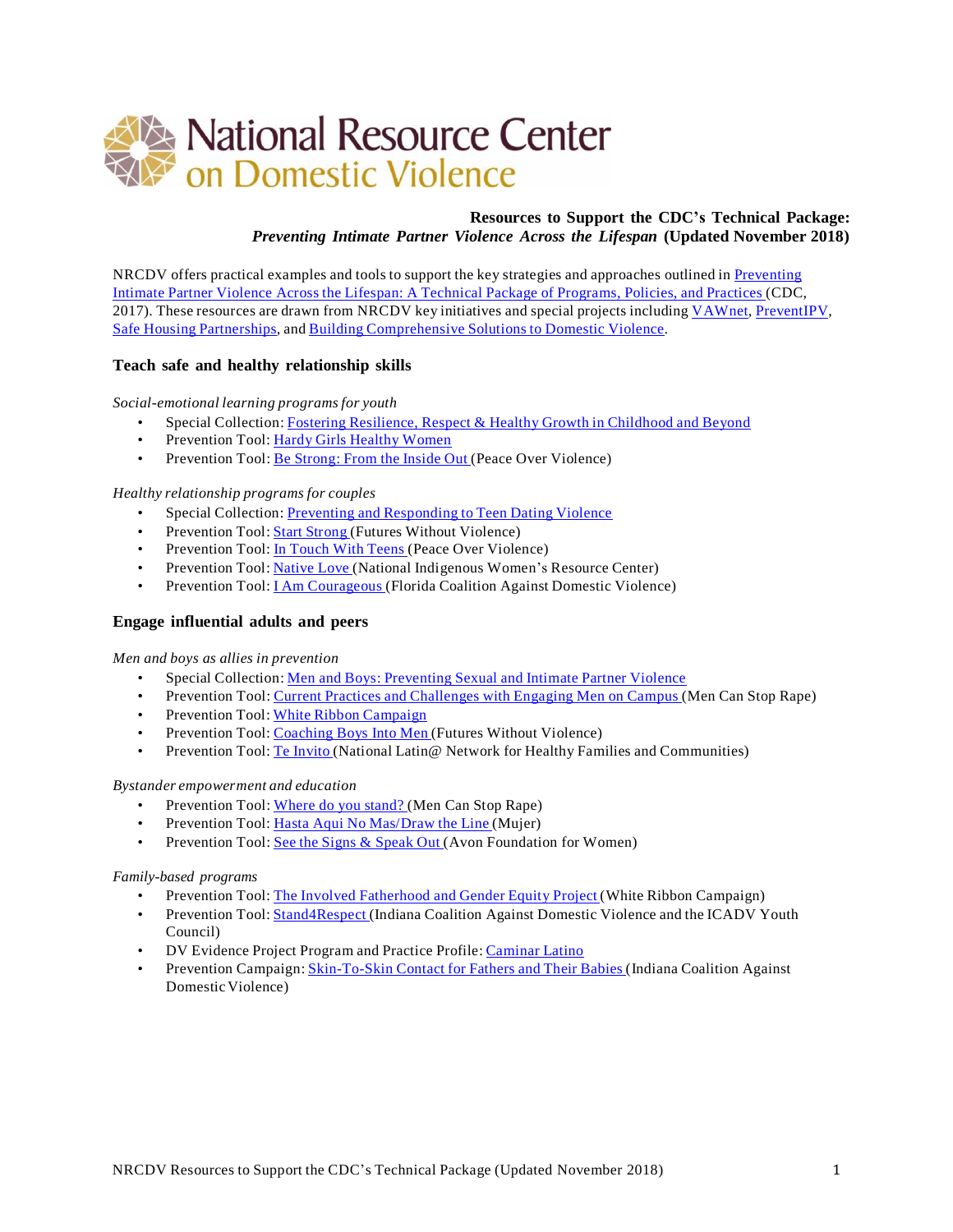# National Resource Center on Domestic Violence

**Resources to Support the CDC's Technical Package:**
***Preventing Intimate Partner Violence Across the Lifespan* (Updated November 2018)**

NRCDV offers practical examples and tools to support the key strategies and approaches outlined in Preventing Intimate Partner Violence Across the Lifespan: A Technical Package of Programs, Policies, and Practices (CDC, 2017). These resources are drawn from NRCDV key initiatives and special projects including VAWnet, PreventIPV, Safe Housing Partnerships, and Building Comprehensive Solutions to Domestic Violence.

### Teach safe and healthy relationship skills

*Social-emotional learning programs for youth*

- Special Collection: Fostering Resilience, Respect & Healthy Growth in Childhood and Beyond
- Prevention Tool: Hardy Girls Healthy Women
- Prevention Tool: Be Strong: From the Inside Out (Peace Over Violence)

*Healthy relationship programs for couples*

- Special Collection: Preventing and Responding to Teen Dating Violence
- Prevention Tool: Start Strong (Futures Without Violence)
- Prevention Tool: In Touch With Teens (Peace Over Violence)
- Prevention Tool: Native Love (National Indigenous Women's Resource Center)
- Prevention Tool: I Am Courageous (Florida Coalition Against Domestic Violence)

### Engage influential adults and peers

*Men and boys as allies in prevention*

- Special Collection: Men and Boys: Preventing Sexual and Intimate Partner Violence
- Prevention Tool: Current Practices and Challenges with Engaging Men on Campus (Men Can Stop Rape)
- Prevention Tool: White Ribbon Campaign
- Prevention Tool: Coaching Boys Into Men (Futures Without Violence)
- Prevention Tool: Te Invito (National Latin@ Network for Healthy Families and Communities)

*Bystander empowerment and education*

- Prevention Tool: Where do you stand? (Men Can Stop Rape)
- Prevention Tool: Hasta Aqui No Mas/Draw the Line (Mujer)
- Prevention Tool: See the Signs & Speak Out (Avon Foundation for Women)

*Family-based programs*

- Prevention Tool: The Involved Fatherhood and Gender Equity Project (White Ribbon Campaign)
- Prevention Tool: Stand4Respect (Indiana Coalition Against Domestic Violence and the ICADV Youth Council)
- DV Evidence Project Program and Practice Profile: Caminar Latino
- Prevention Campaign: Skin-To-Skin Contact for Fathers and Their Babies (Indiana Coalition Against Domestic Violence)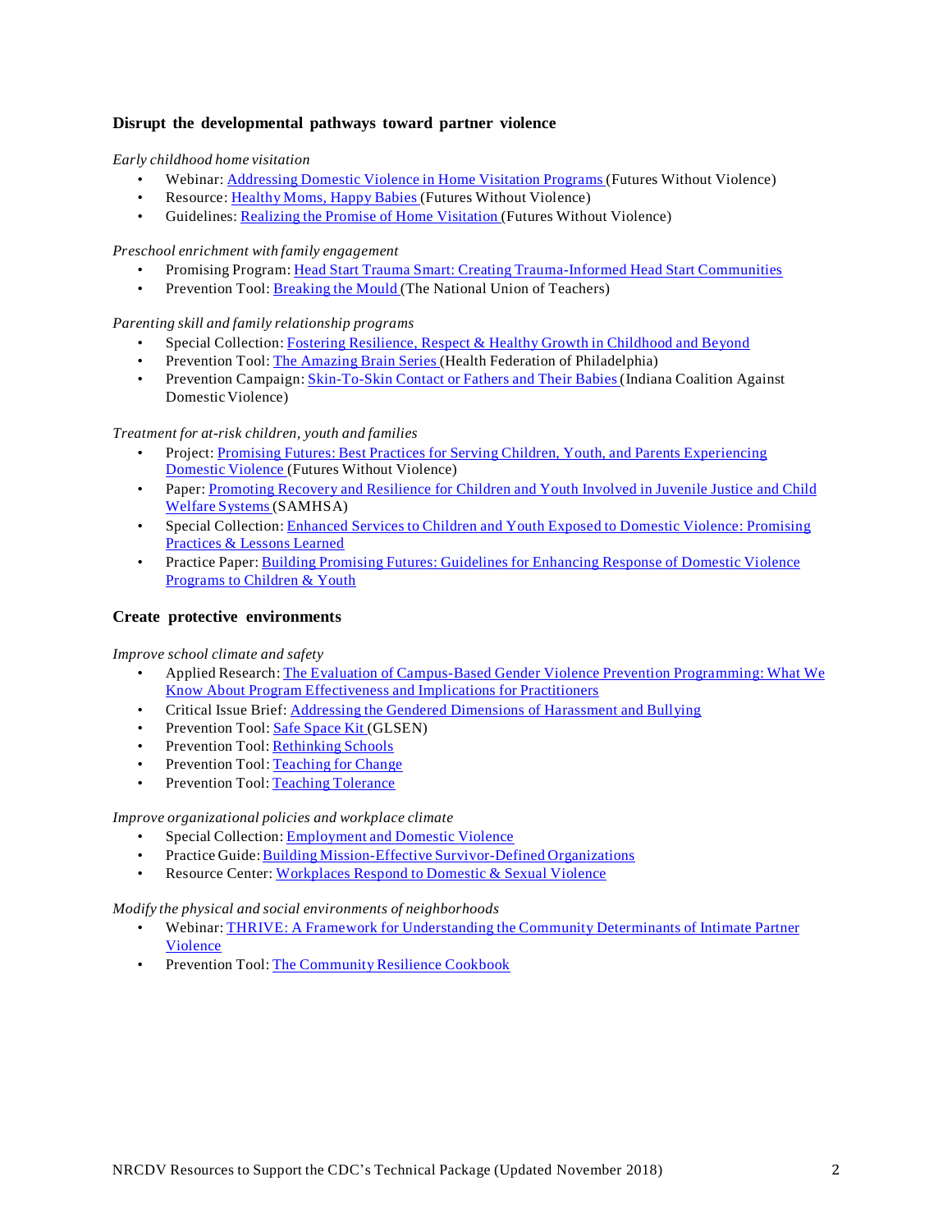### Disrupt the developmental pathways toward partner violence

*Early childhood home visitation*

- Webinar: Addressing Domestic Violence in Home Visitation Programs (Futures Without Violence)
- Resource: Healthy Moms, Happy Babies (Futures Without Violence)
- Guidelines: Realizing the Promise of Home Visitation (Futures Without Violence)

*Preschool enrichment with family engagement*

- Promising Program: Head Start Trauma Smart: Creating Trauma-Informed Head Start Communities
- Prevention Tool: Breaking the Mould (The National Union of Teachers)

*Parenting skill and family relationship programs*

- Special Collection: Fostering Resilience, Respect & Healthy Growth in Childhood and Beyond
- Prevention Tool: The Amazing Brain Series (Health Federation of Philadelphia)
- Prevention Campaign: Skin-To-Skin Contact or Fathers and Their Babies (Indiana Coalition Against Domestic Violence)

*Treatment for at-risk children, youth and families*

- Project: Promising Futures: Best Practices for Serving Children, Youth, and Parents Experiencing Domestic Violence (Futures Without Violence)
- Paper: Promoting Recovery and Resilience for Children and Youth Involved in Juvenile Justice and Child Welfare Systems (SAMHSA)
- Special Collection: Enhanced Services to Children and Youth Exposed to Domestic Violence: Promising Practices & Lessons Learned
- Practice Paper: Building Promising Futures: Guidelines for Enhancing Response of Domestic Violence Programs to Children & Youth

### Create protective environments

*Improve school climate and safety*

- Applied Research: The Evaluation of Campus-Based Gender Violence Prevention Programming: What We Know About Program Effectiveness and Implications for Practitioners
- Critical Issue Brief: Addressing the Gendered Dimensions of Harassment and Bullying
- Prevention Tool: Safe Space Kit (GLSEN)
- Prevention Tool: Rethinking Schools
- Prevention Tool: Teaching for Change
- Prevention Tool: Teaching Tolerance

*Improve organizational policies and workplace climate*

- Special Collection: Employment and Domestic Violence
- Practice Guide: Building Mission-Effective Survivor-Defined Organizations
- Resource Center: Workplaces Respond to Domestic & Sexual Violence

*Modify the physical and social environments of neighborhoods*

- Webinar: THRIVE: A Framework for Understanding the Community Determinants of Intimate Partner Violence
- Prevention Tool: The Community Resilience Cookbook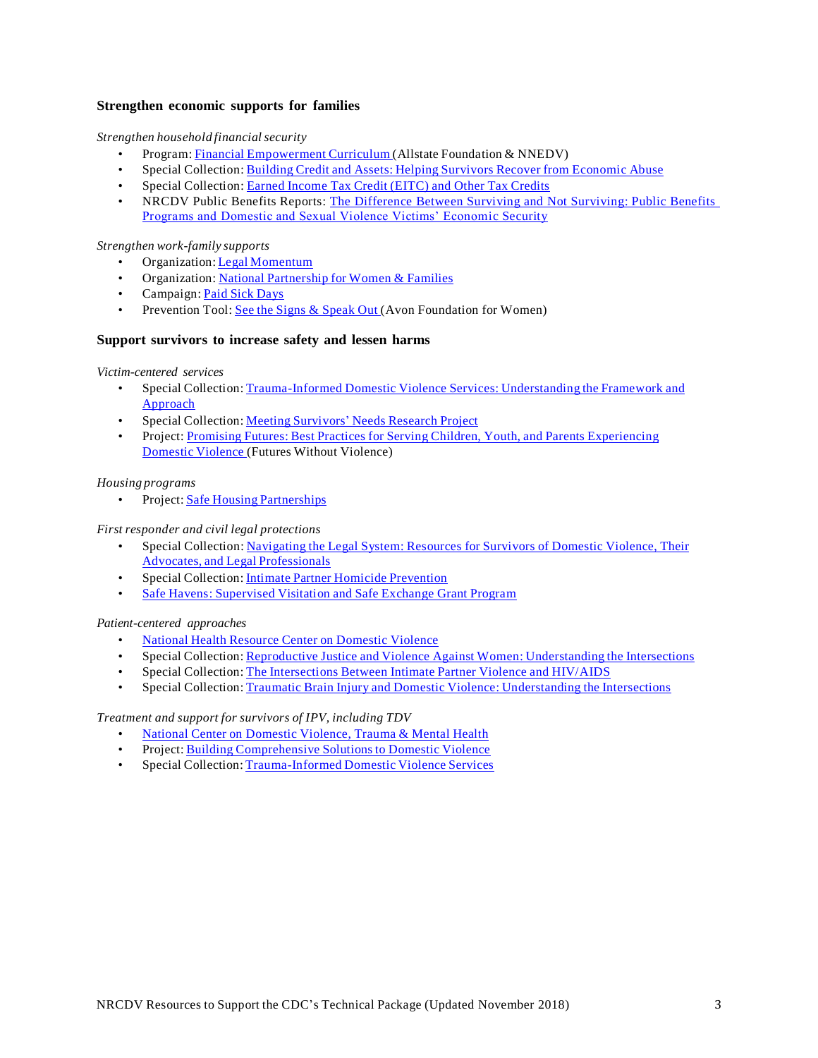### Strengthen economic supports for families

*Strengthen household financial security*

- Program: Financial Empowerment Curriculum (Allstate Foundation & NNEDV)
- Special Collection: Building Credit and Assets: Helping Survivors Recover from Economic Abuse
- Special Collection: Earned Income Tax Credit (EITC) and Other Tax Credits
- NRCDV Public Benefits Reports: The Difference Between Surviving and Not Surviving: Public Benefits Programs and Domestic and Sexual Violence Victims' Economic Security

*Strengthen work-family supports*

- Organization: Legal Momentum
- Organization: National Partnership for Women & Families
- Campaign: Paid Sick Days
- Prevention Tool: See the Signs & Speak Out (Avon Foundation for Women)

### Support survivors to increase safety and lessen harms

*Victim-centered services*

- Special Collection: Trauma-Informed Domestic Violence Services: Understanding the Framework and Approach
- Special Collection: Meeting Survivors' Needs Research Project
- Project: Promising Futures: Best Practices for Serving Children, Youth, and Parents Experiencing Domestic Violence (Futures Without Violence)

*Housing programs*

- Project: Safe Housing Partnerships

*First responder and civil legal protections*

- Special Collection: Navigating the Legal System: Resources for Survivors of Domestic Violence, Their Advocates, and Legal Professionals
- Special Collection: Intimate Partner Homicide Prevention
- Safe Havens: Supervised Visitation and Safe Exchange Grant Program

*Patient-centered approaches*

- National Health Resource Center on Domestic Violence
- Special Collection: Reproductive Justice and Violence Against Women: Understanding the Intersections
- Special Collection: The Intersections Between Intimate Partner Violence and HIV/AIDS
- Special Collection: Traumatic Brain Injury and Domestic Violence: Understanding the Intersections

*Treatment and support for survivors of IPV, including TDV*

- National Center on Domestic Violence, Trauma & Mental Health
- Project: Building Comprehensive Solutions to Domestic Violence
- Special Collection: Trauma-Informed Domestic Violence Services